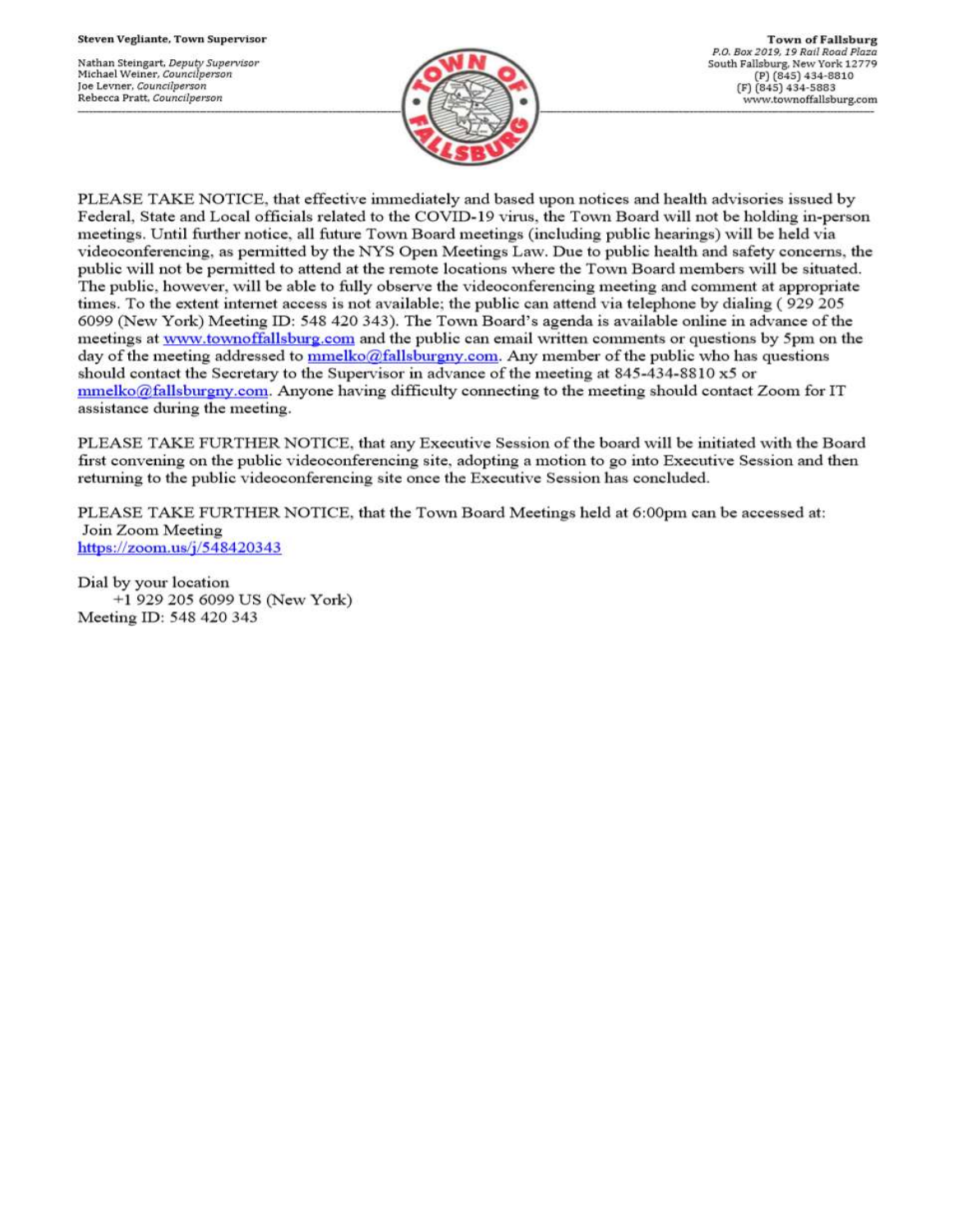**Steven Vegliante, Town Supervisor**

Nathan Steingart, *Deputy Supervisor*
Michael Weiner, *Councilperson*
Joe Levner, *Councilperson*
Rebecca Pratt, *Councilperson*

**Town of Fallsburg**
*P.O. Box 2019, 19 Rail Road Plaza*
South Fallsburg, New York 12779
(P) (845) 434-8810
(F) (845) 434-5883
www.townoffallsburg.com

---

PLEASE TAKE NOTICE, that effective immediately and based upon notices and health advisories issued by Federal, State and Local officials related to the COVID-19 virus, the Town Board will not be holding in-person meetings. Until further notice, all future Town Board meetings (including public hearings) will be held via videoconferencing, as permitted by the NYS Open Meetings Law. Due to public health and safety concerns, the public will not be permitted to attend at the remote locations where the Town Board members will be situated. The public, however, will be able to fully observe the videoconferencing meeting and comment at appropriate times. To the extent internet access is not available; the public can attend via telephone by dialing ( 929 205 6099 (New York) Meeting ID: 548 420 343). The Town Board's agenda is available online in advance of the meetings at www.townoffallsburg.com and the public can email written comments or questions by 5pm on the day of the meeting addressed to mmelko@fallsburgny.com. Any member of the public who has questions should contact the Secretary to the Supervisor in advance of the meeting at 845-434-8810 x5 or mmelko@fallsburgny.com. Anyone having difficulty connecting to the meeting should contact Zoom for IT assistance during the meeting.

PLEASE TAKE FURTHER NOTICE, that any Executive Session of the board will be initiated with the Board first convening on the public videoconferencing site, adopting a motion to go into Executive Session and then returning to the public videoconferencing site once the Executive Session has concluded.

PLEASE TAKE FURTHER NOTICE, that the Town Board Meetings held at 6:00pm can be accessed at:
Join Zoom Meeting
https://zoom.us/j/548420343

Dial by your location
+1 929 205 6099 US (New York)
Meeting ID: 548 420 343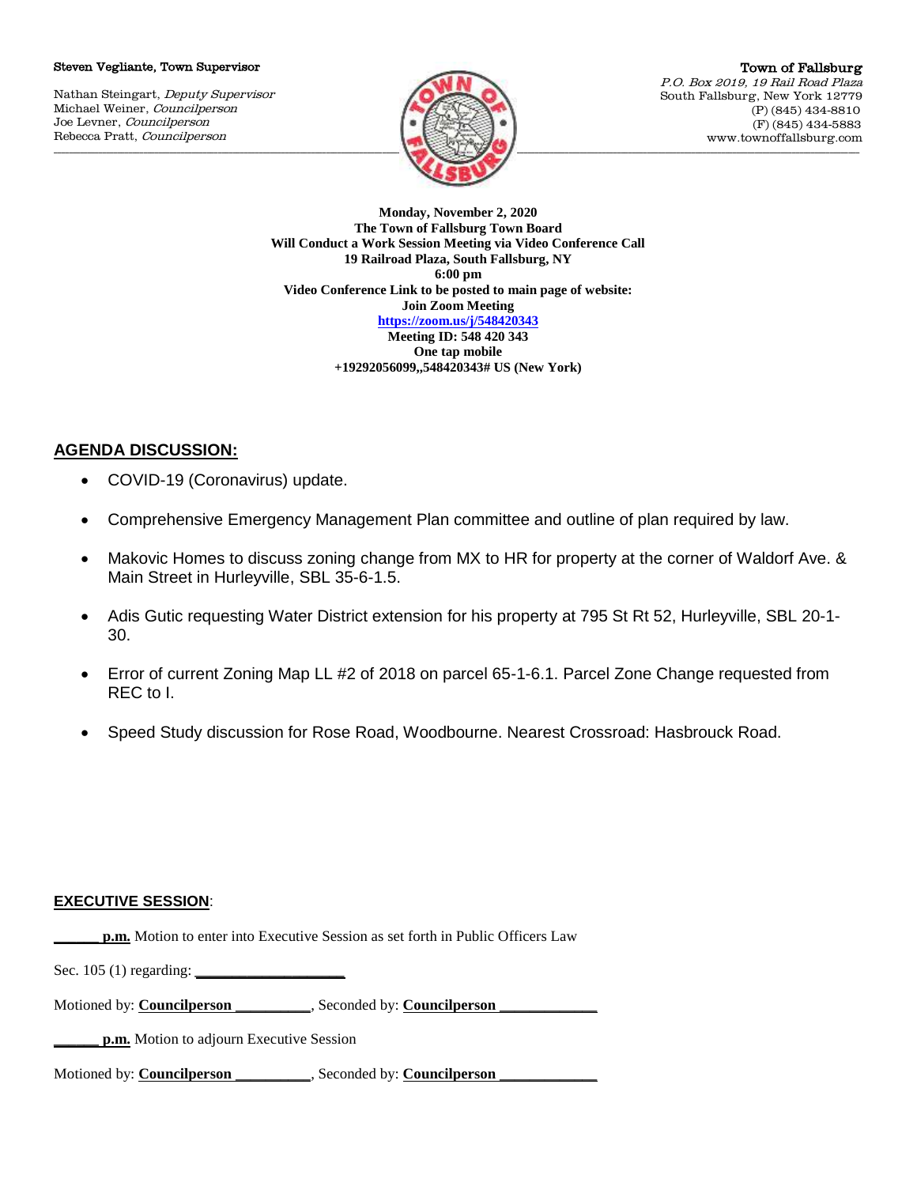Steven Vegliante, Town Supervisor

Nathan Steingart, *Deputy Supervisor*
Michael Weiner, *Councilperson*
Joe Levner, *Councilperson*
Rebecca Pratt, *Councilperson*

Town of Fallsburg
*P.O. Box 2019, 19 Rail Road Plaza*
South Fallsburg, New York 12779
(P) (845) 434-8810
(F) (845) 434-5883
www.townoffallsburg.com

**Monday, November 2, 2020**
**The Town of Fallsburg Town Board**
**Will Conduct a Work Session Meeting via Video Conference Call**
**19 Railroad Plaza, South Fallsburg, NY**
**6:00 pm**
**Video Conference Link to be posted to main page of website:**
**Join Zoom Meeting**
**https://zoom.us/j/548420343**
**Meeting ID: 548 420 343**
**One tap mobile**
**+19292056099,,548420343# US (New York)**

## AGENDA DISCUSSION:

- COVID-19 (Coronavirus) update.
- Comprehensive Emergency Management Plan committee and outline of plan required by law.
- Makovic Homes to discuss zoning change from MX to HR for property at the corner of Waldorf Ave. & Main Street in Hurleyville, SBL 35-6-1.5.
- Adis Gutic requesting Water District extension for his property at 795 St Rt 52, Hurleyville, SBL 20-1-30.
- Error of current Zoning Map LL #2 of 2018 on parcel 65-1-6.1. Parcel Zone Change requested from REC to I.
- Speed Study discussion for Rose Road, Woodbourne. Nearest Crossroad: Hasbrouck Road.

## EXECUTIVE SESSION:

**______ p.m.** Motion to enter into Executive Session as set forth in Public Officers Law

Sec. 105 (1) regarding: **___________________**

Motioned by: **Councilperson __________**, Seconded by: **Councilperson _____________**

**______ p.m.** Motion to adjourn Executive Session

Motioned by: **Councilperson __________**, Seconded by: **Councilperson _____________**